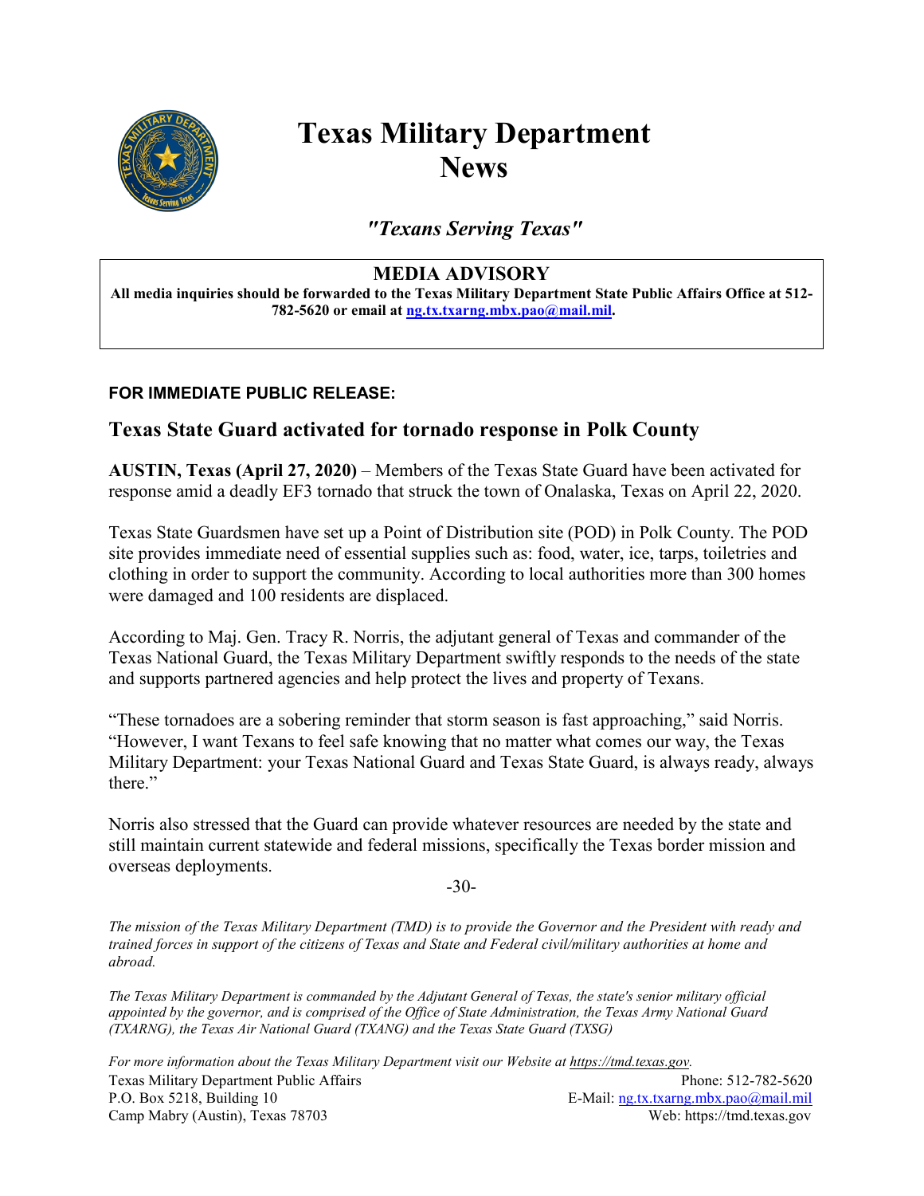# Texas Military Department News

*"Texans Serving Texas"*

**MEDIA ADVISORY**

**All media inquiries should be forwarded to the Texas Military Department State Public Affairs Office at 512-782-5620 or email at ng.tx.txarng.mbx.pao@mail.mil.**

**FOR IMMEDIATE PUBLIC RELEASE:**

## Texas State Guard activated for tornado response in Polk County

**AUSTIN, Texas (April 27, 2020)** – Members of the Texas State Guard have been activated for response amid a deadly EF3 tornado that struck the town of Onalaska, Texas on April 22, 2020.

Texas State Guardsmen have set up a Point of Distribution site (POD) in Polk County. The POD site provides immediate need of essential supplies such as: food, water, ice, tarps, toiletries and clothing in order to support the community. According to local authorities more than 300 homes were damaged and 100 residents are displaced.

According to Maj. Gen. Tracy R. Norris, the adjutant general of Texas and commander of the Texas National Guard, the Texas Military Department swiftly responds to the needs of the state and supports partnered agencies and help protect the lives and property of Texans.

"These tornadoes are a sobering reminder that storm season is fast approaching," said Norris. "However, I want Texans to feel safe knowing that no matter what comes our way, the Texas Military Department: your Texas National Guard and Texas State Guard, is always ready, always there."

Norris also stressed that the Guard can provide whatever resources are needed by the state and still maintain current statewide and federal missions, specifically the Texas border mission and overseas deployments.

-30-

*The mission of the Texas Military Department (TMD) is to provide the Governor and the President with ready and trained forces in support of the citizens of Texas and State and Federal civil/military authorities at home and abroad.*

*The Texas Military Department is commanded by the Adjutant General of Texas, the state's senior military official appointed by the governor, and is comprised of the Office of State Administration, the Texas Army National Guard (TXARNG), the Texas Air National Guard (TXANG) and the Texas State Guard (TXSG)*

*For more information about the Texas Military Department visit our Website at https://tmd.texas.gov.*

Texas Military Department Public Affairs
P.O. Box 5218, Building 10
Camp Mabry (Austin), Texas 78703

Phone: 512-782-5620
E-Mail: ng.tx.txarng.mbx.pao@mail.mil
Web: https://tmd.texas.gov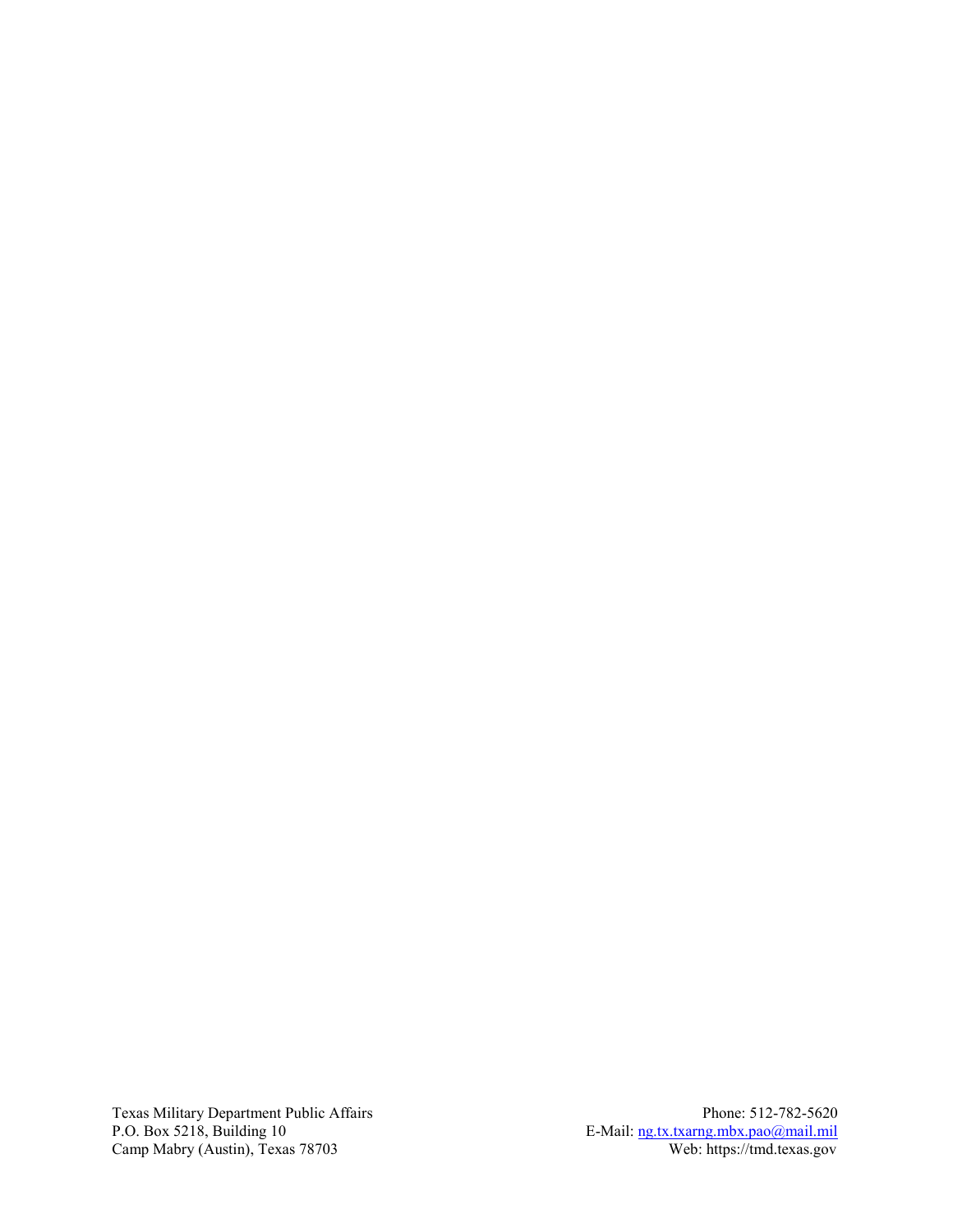Texas Military Department Public Affairs
P.O. Box 5218, Building 10
Camp Mabry (Austin), Texas 78703

Phone: 512-782-5620
E-Mail: ng.tx.txarng.mbx.pao@mail.mil
Web: https://tmd.texas.gov